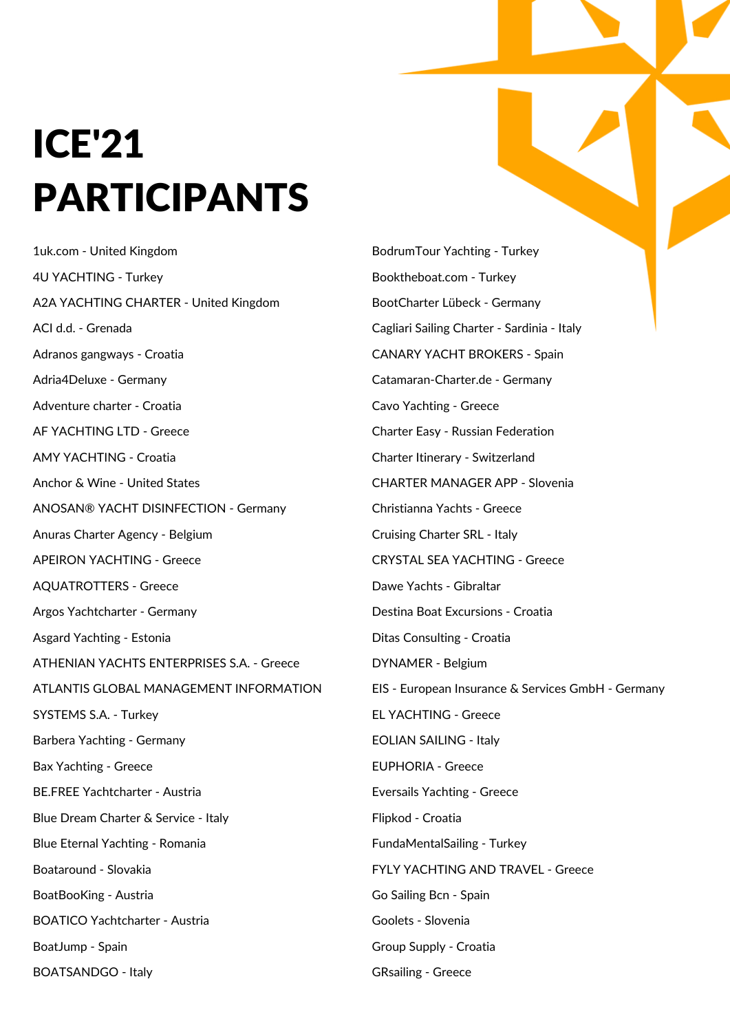# ICE'21 PARTICIPANTS

1uk.com - United Kingdom

4U YACHTING - Turkey

A2A YACHTING CHARTER - United Kingdom

ACI d.d. - Grenada

Adranos gangways - Croatia

Adria4Deluxe - Germany

Adventure charter - Croatia

AF YACHTING LTD - Greece

AMY YACHTING - Croatia

Anchor & Wine - United States

ANOSAN® YACHT DISINFECTION - Germany

Anuras Charter Agency - Belgium

APEIRON YACHTING - Greece

AQUATROTTERS - Greece

Argos Yachtcharter - Germany

Asgard Yachting - Estonia

ATHENIAN YACHTS ENTERPRISES S.A. - Greece

ATLANTIS GLOBAL MANAGEMENT INFORMATION SYSTEMS S.A. - Turkey

Barbera Yachting - Germany

Bax Yachting - Greece

BE.FREE Yachtcharter - Austria

Blue Dream Charter & Service - Italy

Blue Eternal Yachting - Romania

Boataround - Slovakia

BoatBooKing - Austria

BOATICO Yachtcharter - Austria

BoatJump - Spain

BOATSANDGO - Italy

BodrumTour Yachting - Turkey

Booktheboat.com - Turkey

BootCharter Lübeck - Germany

Cagliari Sailing Charter - Sardinia - Italy

CANARY YACHT BROKERS - Spain

Catamaran-Charter.de - Germany

Cavo Yachting - Greece

Charter Easy - Russian Federation

Charter Itinerary - Switzerland

CHARTER MANAGER APP - Slovenia

Christianna Yachts - Greece

Cruising Charter SRL - Italy

CRYSTAL SEA YACHTING - Greece

Dawe Yachts - Gibraltar

Destina Boat Excursions - Croatia

Ditas Consulting - Croatia

DYNAMER - Belgium

EIS - European Insurance & Services GmbH - Germany

EL YACHTING - Greece

EOLIAN SAILING - Italy

EUPHORIA - Greece

Eversails Yachting - Greece

Flipkod - Croatia

FundaMentalSailing - Turkey

FYLY YACHTING AND TRAVEL - Greece

Go Sailing Bcn - Spain

Goolets - Slovenia

Group Supply - Croatia

GRsailing - Greece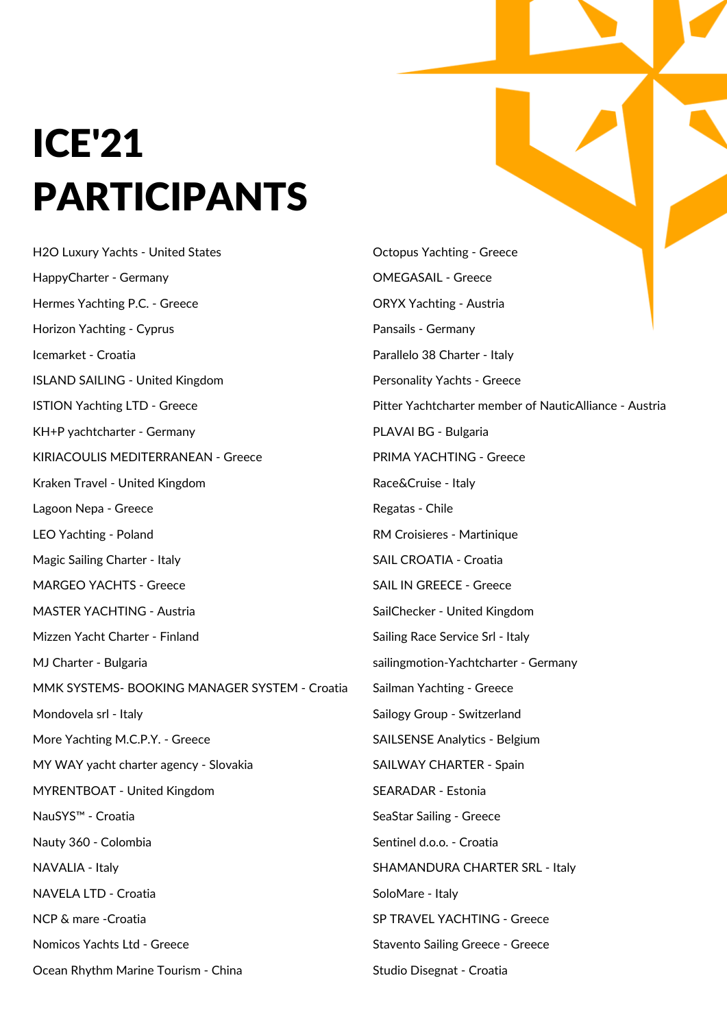# ICE'21 PARTICIPANTS

H2O Luxury Yachts - United States

HappyCharter - Germany

Hermes Yachting P.C. - Greece

Horizon Yachting - Cyprus

Icemarket - Croatia

ISLAND SAILING - United Kingdom

ISTION Yachting LTD - Greece

KH+P yachtcharter - Germany

KIRIACOULIS MEDITERRANEAN - Greece

Kraken Travel - United Kingdom

Lagoon Nepa - Greece

LEO Yachting - Poland

Magic Sailing Charter - Italy

MARGEO YACHTS - Greece

MASTER YACHTING - Austria

Mizzen Yacht Charter - Finland

MJ Charter - Bulgaria

MMK SYSTEMS- BOOKING MANAGER SYSTEM - Croatia

Mondovela srl - Italy

More Yachting M.C.P.Y. - Greece

MY WAY yacht charter agency - Slovakia

MYRENTBOAT - United Kingdom

NauSYS™ - Croatia

Nauty 360 - Colombia

NAVALIA - Italy

NAVELA LTD - Croatia

NCP & mare -Croatia

Nomicos Yachts Ltd - Greece

Ocean Rhythm Marine Tourism - China

Octopus Yachting - Greece

OMEGASAIL - Greece

ORYX Yachting - Austria

Pansails - Germany

Parallelo 38 Charter - Italy

Personality Yachts - Greece

Pitter Yachtcharter member of NauticAlliance - Austria

PLAVAI BG - Bulgaria

PRIMA YACHTING - Greece

Race&Cruise - Italy

Regatas - Chile

RM Croisieres - Martinique

SAIL CROATIA - Croatia

SAIL IN GREECE - Greece

SailChecker - United Kingdom

Sailing Race Service Srl - Italy

sailingmotion-Yachtcharter - Germany

Sailman Yachting - Greece

Sailogy Group - Switzerland

SAILSENSE Analytics - Belgium

SAILWAY CHARTER - Spain

SEARADAR - Estonia

SeaStar Sailing - Greece

Sentinel d.o.o. - Croatia

SHAMANDURA CHARTER SRL - Italy

SoloMare - Italy

SP TRAVEL YACHTING - Greece

Stavento Sailing Greece - Greece

Studio Disegnat - Croatia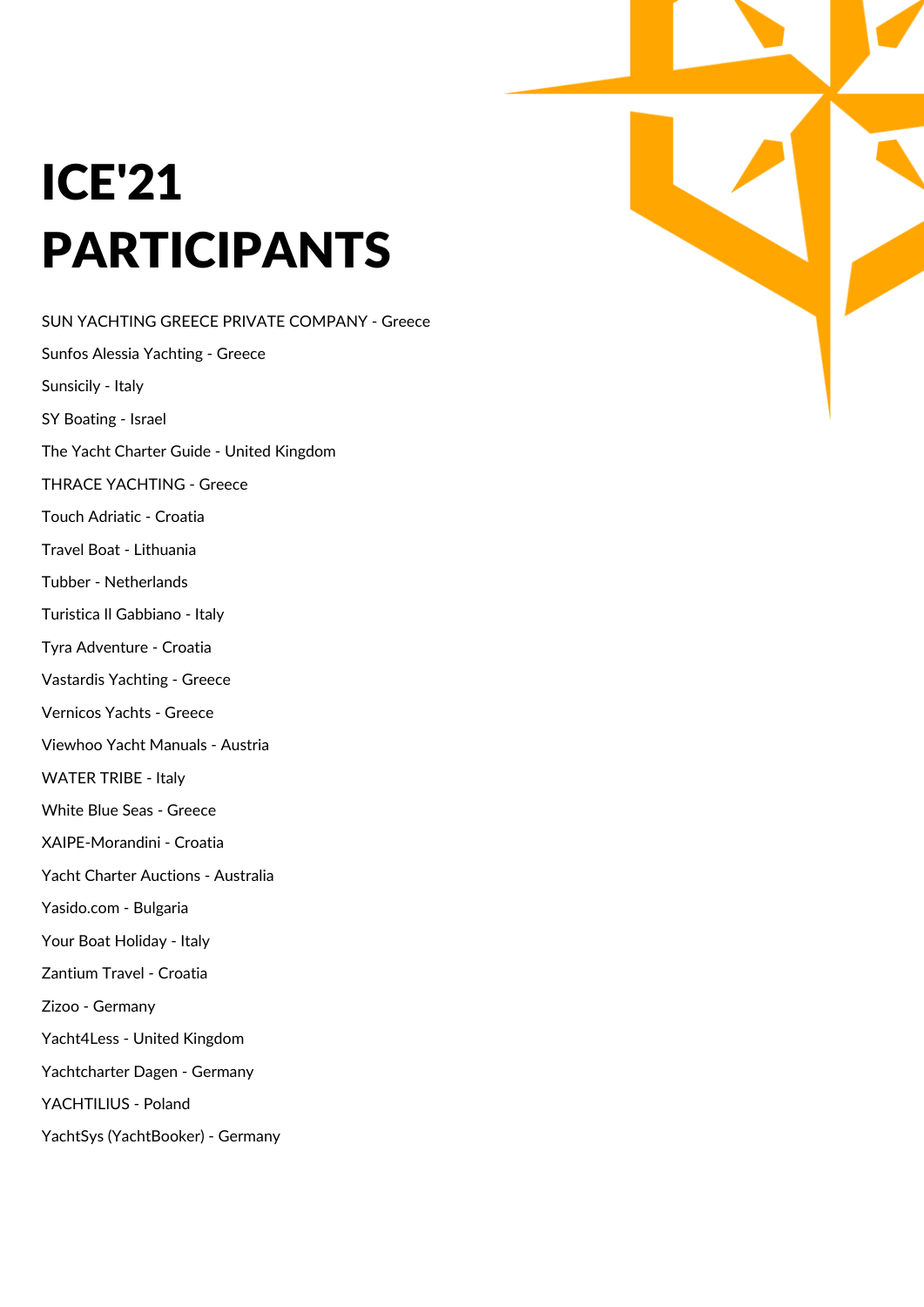# ICE'21 PARTICIPANTS

SUN YACHTING GREECE PRIVATE COMPANY - Greece

Sunfos Alessia Yachting - Greece

Sunsicily - Italy

SY Boating - Israel

The Yacht Charter Guide - United Kingdom

THRACE YACHTING - Greece

Touch Adriatic - Croatia

Travel Boat - Lithuania

Tubber - Netherlands

Turistica Il Gabbiano - Italy

Tyra Adventure - Croatia

Vastardis Yachting - Greece

Vernicos Yachts - Greece

Viewhoo Yacht Manuals - Austria

WATER TRIBE - Italy

White Blue Seas - Greece

XAIPE-Morandini - Croatia

Yacht Charter Auctions - Australia

Yasido.com - Bulgaria

Your Boat Holiday - Italy

Zantium Travel - Croatia

Zizoo - Germany

Yacht4Less - United Kingdom

Yachtcharter Dagen - Germany

YACHTILIUS - Poland

YachtSys (YachtBooker) - Germany